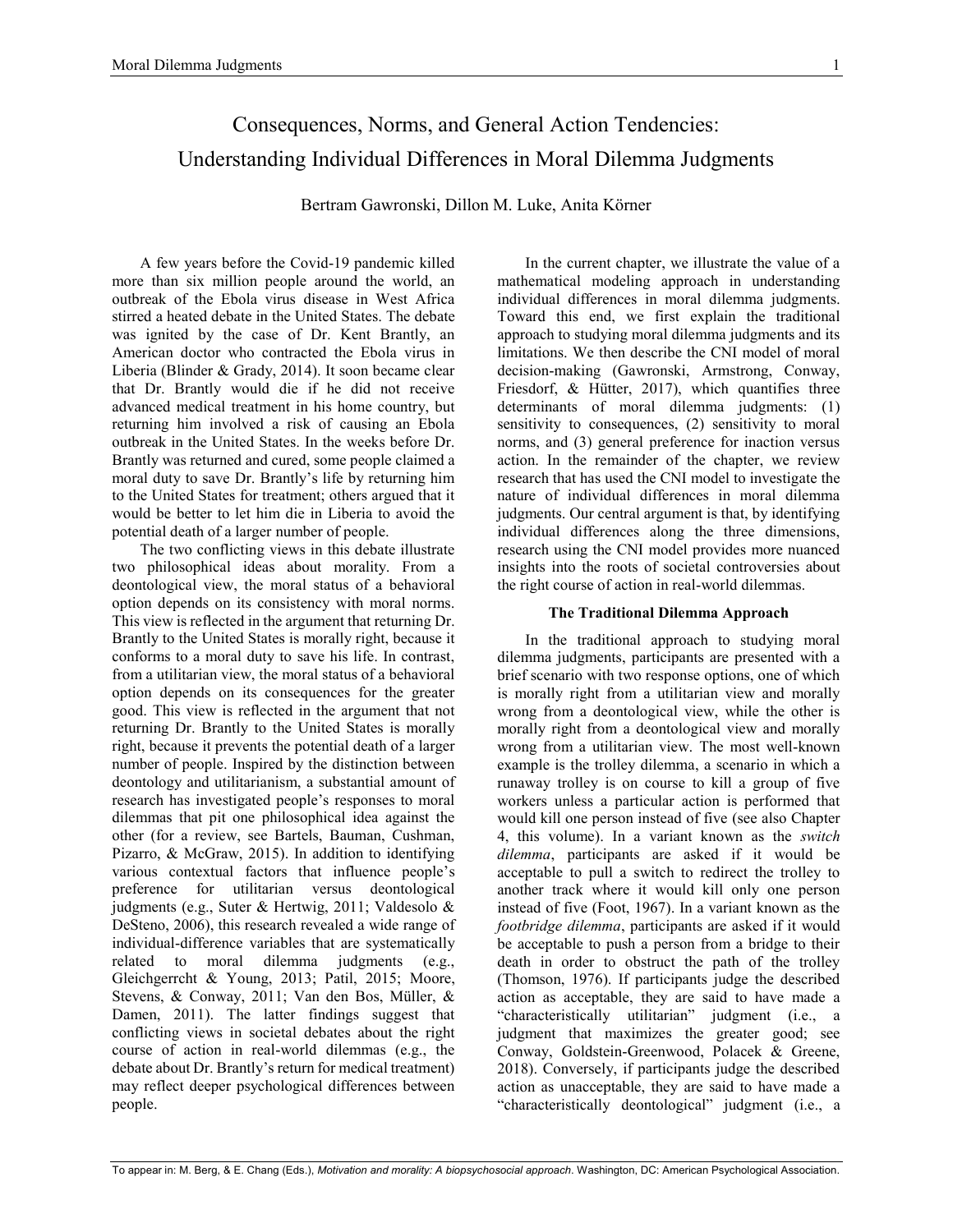# Consequences, Norms, and General Action Tendencies: Understanding Individual Differences in Moral Dilemma Judgments

Bertram Gawronski, Dillon M. Luke, Anita Körner

A few years before the Covid-19 pandemic killed more than six million people around the world, an outbreak of the Ebola virus disease in West Africa stirred a heated debate in the United States. The debate was ignited by the case of Dr. Kent Brantly, an American doctor who contracted the Ebola virus in Liberia (Blinder & Grady, 2014). It soon became clear that Dr. Brantly would die if he did not receive advanced medical treatment in his home country, but returning him involved a risk of causing an Ebola outbreak in the United States. In the weeks before Dr. Brantly was returned and cured, some people claimed a moral duty to save Dr. Brantly's life by returning him to the United States for treatment; others argued that it would be better to let him die in Liberia to avoid the potential death of a larger number of people.

The two conflicting views in this debate illustrate two philosophical ideas about morality. From a deontological view, the moral status of a behavioral option depends on its consistency with moral norms. This view is reflected in the argument that returning Dr. Brantly to the United States is morally right, because it conforms to a moral duty to save his life. In contrast, from a utilitarian view, the moral status of a behavioral option depends on its consequences for the greater good. This view is reflected in the argument that not returning Dr. Brantly to the United States is morally right, because it prevents the potential death of a larger number of people. Inspired by the distinction between deontology and utilitarianism, a substantial amount of research has investigated people's responses to moral dilemmas that pit one philosophical idea against the other (for a review, see Bartels, Bauman, Cushman, Pizarro, & McGraw, 2015). In addition to identifying various contextual factors that influence people's preference for utilitarian versus deontological judgments (e.g., Suter & Hertwig, 2011; Valdesolo & DeSteno, 2006), this research revealed a wide range of individual-difference variables that are systematically related to moral dilemma judgments (e.g., Gleichgerrcht & Young, 2013; Patil, 2015; Moore, Stevens, & Conway, 2011; Van den Bos, Müller, & Damen, 2011). The latter findings suggest that conflicting views in societal debates about the right course of action in real-world dilemmas (e.g., the debate about Dr. Brantly's return for medical treatment) may reflect deeper psychological differences between people.

In the current chapter, we illustrate the value of a mathematical modeling approach in understanding individual differences in moral dilemma judgments. Toward this end, we first explain the traditional approach to studying moral dilemma judgments and its limitations. We then describe the CNI model of moral decision-making (Gawronski, Armstrong, Conway, Friesdorf, & Hütter, 2017), which quantifies three determinants of moral dilemma judgments: (1) sensitivity to consequences, (2) sensitivity to moral norms, and (3) general preference for inaction versus action. In the remainder of the chapter, we review research that has used the CNI model to investigate the nature of individual differences in moral dilemma judgments. Our central argument is that, by identifying individual differences along the three dimensions, research using the CNI model provides more nuanced insights into the roots of societal controversies about the right course of action in real-world dilemmas.

## The Traditional Dilemma Approach

In the traditional approach to studying moral dilemma judgments, participants are presented with a brief scenario with two response options, one of which is morally right from a utilitarian view and morally wrong from a deontological view, while the other is morally right from a deontological view and morally wrong from a utilitarian view. The most well-known example is the trolley dilemma, a scenario in which a runaway trolley is on course to kill a group of five workers unless a particular action is performed that would kill one person instead of five (see also Chapter 4, this volume). In a variant known as the *switch dilemma*, participants are asked if it would be acceptable to pull a switch to redirect the trolley to another track where it would kill only one person instead of five (Foot, 1967). In a variant known as the *footbridge dilemma*, participants are asked if it would be acceptable to push a person from a bridge to their death in order to obstruct the path of the trolley (Thomson, 1976). If participants judge the described action as acceptable, they are said to have made a "characteristically utilitarian" judgment (i.e., a judgment that maximizes the greater good; see Conway, Goldstein-Greenwood, Polacek & Greene, 2018). Conversely, if participants judge the described action as unacceptable, they are said to have made a "characteristically deontological" judgment (i.e., a

To appear in: M. Berg, & E. Chang (Eds.), *Motivation and morality: A biopsychosocial approach*. Washington, DC: American Psychological Association.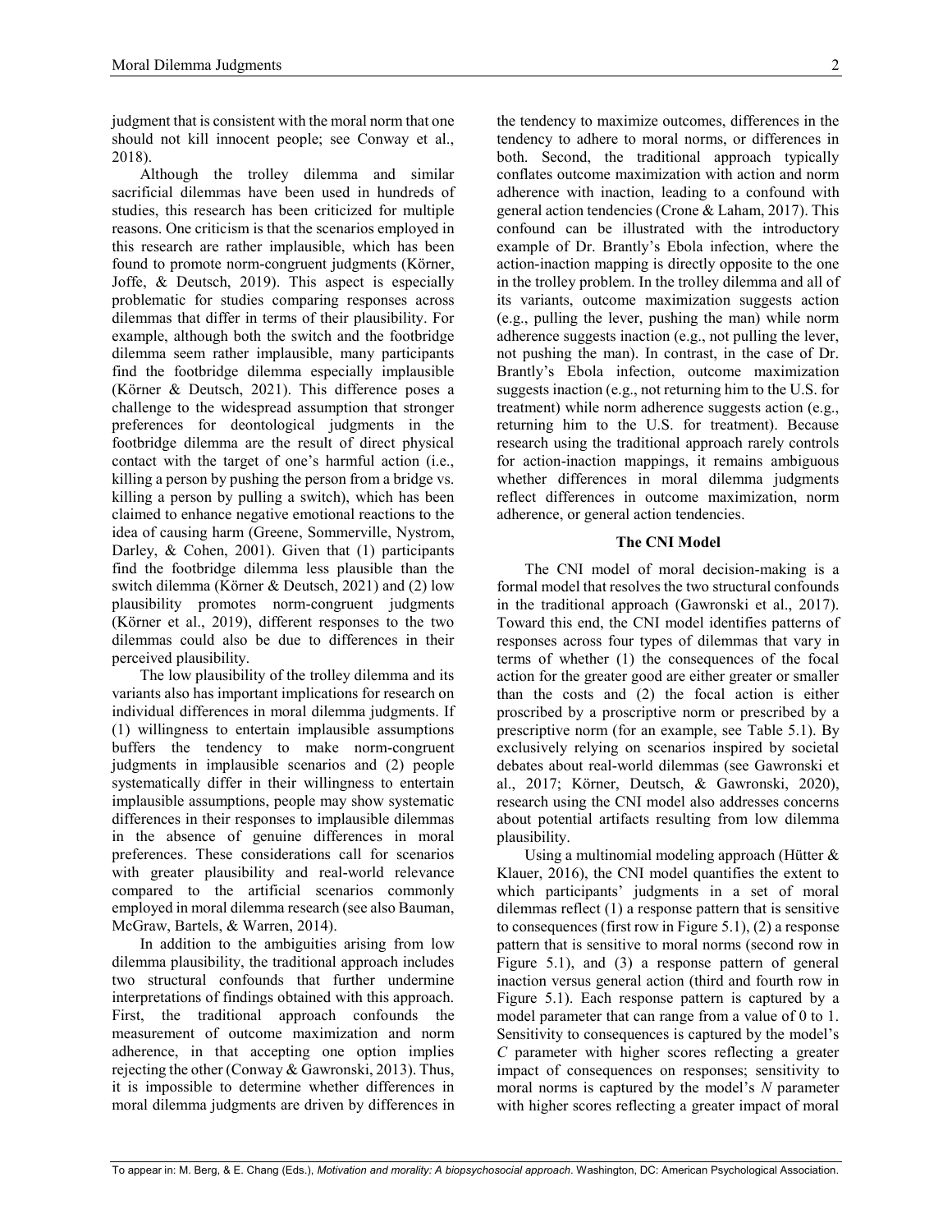judgment that is consistent with the moral norm that one should not kill innocent people; see Conway et al., 2018).

Although the trolley dilemma and similar sacrificial dilemmas have been used in hundreds of studies, this research has been criticized for multiple reasons. One criticism is that the scenarios employed in this research are rather implausible, which has been found to promote norm-congruent judgments (Körner, Joffe, & Deutsch, 2019). This aspect is especially problematic for studies comparing responses across dilemmas that differ in terms of their plausibility. For example, although both the switch and the footbridge dilemma seem rather implausible, many participants find the footbridge dilemma especially implausible (Körner & Deutsch, 2021). This difference poses a challenge to the widespread assumption that stronger preferences for deontological judgments in the footbridge dilemma are the result of direct physical contact with the target of one's harmful action (i.e., killing a person by pushing the person from a bridge vs. killing a person by pulling a switch), which has been claimed to enhance negative emotional reactions to the idea of causing harm (Greene, Sommerville, Nystrom, Darley, & Cohen, 2001). Given that (1) participants find the footbridge dilemma less plausible than the switch dilemma (Körner & Deutsch, 2021) and (2) low plausibility promotes norm-congruent judgments (Körner et al., 2019), different responses to the two dilemmas could also be due to differences in their perceived plausibility.

The low plausibility of the trolley dilemma and its variants also has important implications for research on individual differences in moral dilemma judgments. If (1) willingness to entertain implausible assumptions buffers the tendency to make norm-congruent judgments in implausible scenarios and (2) people systematically differ in their willingness to entertain implausible assumptions, people may show systematic differences in their responses to implausible dilemmas in the absence of genuine differences in moral preferences. These considerations call for scenarios with greater plausibility and real-world relevance compared to the artificial scenarios commonly employed in moral dilemma research (see also Bauman, McGraw, Bartels, & Warren, 2014).

In addition to the ambiguities arising from low dilemma plausibility, the traditional approach includes two structural confounds that further undermine interpretations of findings obtained with this approach. First, the traditional approach confounds the measurement of outcome maximization and norm adherence, in that accepting one option implies rejecting the other (Conway & Gawronski, 2013). Thus, it is impossible to determine whether differences in moral dilemma judgments are driven by differences in the tendency to maximize outcomes, differences in the tendency to adhere to moral norms, or differences in both. Second, the traditional approach typically conflates outcome maximization with action and norm adherence with inaction, leading to a confound with general action tendencies (Crone & Laham, 2017). This confound can be illustrated with the introductory example of Dr. Brantly's Ebola infection, where the action-inaction mapping is directly opposite to the one in the trolley problem. In the trolley dilemma and all of its variants, outcome maximization suggests action (e.g., pulling the lever, pushing the man) while norm adherence suggests inaction (e.g., not pulling the lever, not pushing the man). In contrast, in the case of Dr. Brantly's Ebola infection, outcome maximization suggests inaction (e.g., not returning him to the U.S. for treatment) while norm adherence suggests action (e.g., returning him to the U.S. for treatment). Because research using the traditional approach rarely controls for action-inaction mappings, it remains ambiguous whether differences in moral dilemma judgments reflect differences in outcome maximization, norm adherence, or general action tendencies.

## The CNI Model

The CNI model of moral decision-making is a formal model that resolves the two structural confounds in the traditional approach (Gawronski et al., 2017). Toward this end, the CNI model identifies patterns of responses across four types of dilemmas that vary in terms of whether (1) the consequences of the focal action for the greater good are either greater or smaller than the costs and (2) the focal action is either proscribed by a proscriptive norm or prescribed by a prescriptive norm (for an example, see Table 5.1). By exclusively relying on scenarios inspired by societal debates about real-world dilemmas (see Gawronski et al., 2017; Körner, Deutsch, & Gawronski, 2020), research using the CNI model also addresses concerns about potential artifacts resulting from low dilemma plausibility.

Using a multinomial modeling approach (Hütter & Klauer, 2016), the CNI model quantifies the extent to which participants' judgments in a set of moral dilemmas reflect (1) a response pattern that is sensitive to consequences (first row in Figure 5.1), (2) a response pattern that is sensitive to moral norms (second row in Figure 5.1), and (3) a response pattern of general inaction versus general action (third and fourth row in Figure 5.1). Each response pattern is captured by a model parameter that can range from a value of 0 to 1. Sensitivity to consequences is captured by the model's *C* parameter with higher scores reflecting a greater impact of consequences on responses; sensitivity to moral norms is captured by the model's *N* parameter with higher scores reflecting a greater impact of moral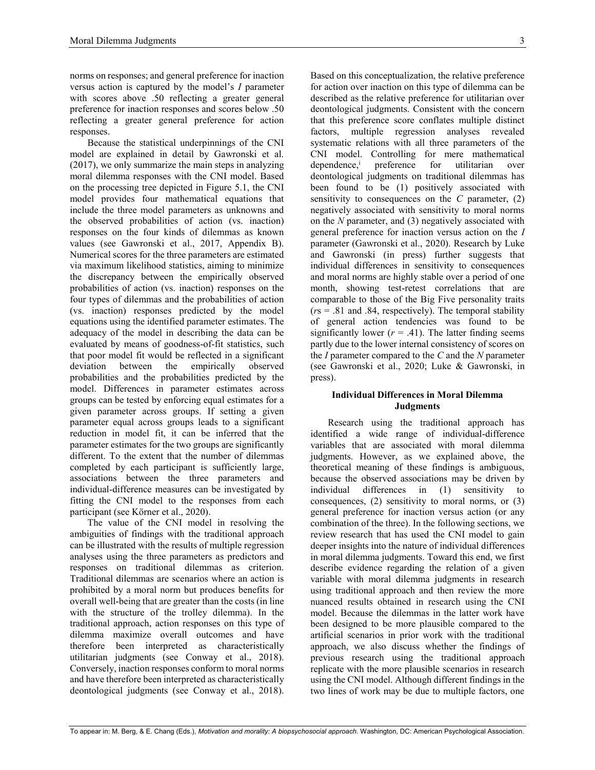norms on responses; and general preference for inaction versus action is captured by the model's *I* parameter with scores above .50 reflecting a greater general preference for inaction responses and scores below .50 reflecting a greater general preference for action responses.

Because the statistical underpinnings of the CNI model are explained in detail by Gawronski et al. (2017), we only summarize the main steps in analyzing moral dilemma responses with the CNI model. Based on the processing tree depicted in Figure 5.1, the CNI model provides four mathematical equations that include the three model parameters as unknowns and the observed probabilities of action (vs. inaction) responses on the four kinds of dilemmas as known values (see Gawronski et al., 2017, Appendix B). Numerical scores for the three parameters are estimated via maximum likelihood statistics, aiming to minimize the discrepancy between the empirically observed probabilities of action (vs. inaction) responses on the four types of dilemmas and the probabilities of action (vs. inaction) responses predicted by the model equations using the identified parameter estimates. The adequacy of the model in describing the data can be evaluated by means of goodness-of-fit statistics, such that poor model fit would be reflected in a significant deviation between the empirically observed probabilities and the probabilities predicted by the model. Differences in parameter estimates across groups can be tested by enforcing equal estimates for a given parameter across groups. If setting a given parameter equal across groups leads to a significant reduction in model fit, it can be inferred that the parameter estimates for the two groups are significantly different. To the extent that the number of dilemmas completed by each participant is sufficiently large, associations between the three parameters and individual-difference measures can be investigated by fitting the CNI model to the responses from each participant (see Körner et al., 2020).

The value of the CNI model in resolving the ambiguities of findings with the traditional approach can be illustrated with the results of multiple regression analyses using the three parameters as predictors and responses on traditional dilemmas as criterion. Traditional dilemmas are scenarios where an action is prohibited by a moral norm but produces benefits for overall well-being that are greater than the costs (in line with the structure of the trolley dilemma). In the traditional approach, action responses on this type of dilemma maximize overall outcomes and have therefore been interpreted as characteristically utilitarian judgments (see Conway et al., 2018). Conversely, inaction responses conform to moral norms and have therefore been interpreted as characteristically deontological judgments (see Conway et al., 2018). Based on this conceptualization, the relative preference for action over inaction on this type of dilemma can be described as the relative preference for utilitarian over deontological judgments. Consistent with the concern that this preference score conflates multiple distinct factors, multiple regression analyses revealed systematic relations with all three parameters of the CNI model. Controlling for mere mathematical dependence,[i] preference for utilitarian over deontological judgments on traditional dilemmas has been found to be (1) positively associated with sensitivity to consequences on the *C* parameter, (2) negatively associated with sensitivity to moral norms on the *N* parameter, and (3) negatively associated with general preference for inaction versus action on the *I* parameter (Gawronski et al., 2020). Research by Luke and Gawronski (in press) further suggests that individual differences in sensitivity to consequences and moral norms are highly stable over a period of one month, showing test-retest correlations that are comparable to those of the Big Five personality traits ($r$s = .81 and .84, respectively). The temporal stability of general action tendencies was found to be significantly lower ($r$ = .41). The latter finding seems partly due to the lower internal consistency of scores on the *I* parameter compared to the *C* and the *N* parameter (see Gawronski et al., 2020; Luke & Gawronski, in press).

## Individual Differences in Moral Dilemma Judgments

Research using the traditional approach has identified a wide range of individual-difference variables that are associated with moral dilemma judgments. However, as we explained above, the theoretical meaning of these findings is ambiguous, because the observed associations may be driven by individual differences in (1) sensitivity to consequences, (2) sensitivity to moral norms, or (3) general preference for inaction versus action (or any combination of the three). In the following sections, we review research that has used the CNI model to gain deeper insights into the nature of individual differences in moral dilemma judgments. Toward this end, we first describe evidence regarding the relation of a given variable with moral dilemma judgments in research using traditional approach and then review the more nuanced results obtained in research using the CNI model. Because the dilemmas in the latter work have been designed to be more plausible compared to the artificial scenarios in prior work with the traditional approach, we also discuss whether the findings of previous research using the traditional approach replicate with the more plausible scenarios in research using the CNI model. Although different findings in the two lines of work may be due to multiple factors, one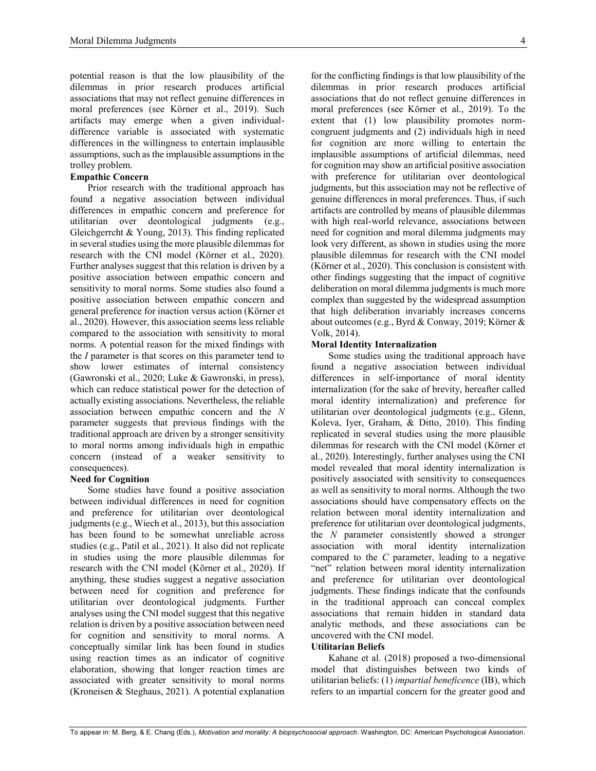potential reason is that the low plausibility of the dilemmas in prior research produces artificial associations that may not reflect genuine differences in moral preferences (see Körner et al., 2019). Such artifacts may emerge when a given individual-difference variable is associated with systematic differences in the willingness to entertain implausible assumptions, such as the implausible assumptions in the trolley problem.

### Empathic Concern

Prior research with the traditional approach has found a negative association between individual differences in empathic concern and preference for utilitarian over deontological judgments (e.g., Gleichgerrcht & Young, 2013). This finding replicated in several studies using the more plausible dilemmas for research with the CNI model (Körner et al., 2020). Further analyses suggest that this relation is driven by a positive association between empathic concern and sensitivity to moral norms. Some studies also found a positive association between empathic concern and general preference for inaction versus action (Körner et al., 2020). However, this association seems less reliable compared to the association with sensitivity to moral norms. A potential reason for the mixed findings with the *I* parameter is that scores on this parameter tend to show lower estimates of internal consistency (Gawronski et al., 2020; Luke & Gawronski, in press), which can reduce statistical power for the detection of actually existing associations. Nevertheless, the reliable association between empathic concern and the *N* parameter suggests that previous findings with the traditional approach are driven by a stronger sensitivity to moral norms among individuals high in empathic concern (instead of a weaker sensitivity to consequences).

### Need for Cognition

Some studies have found a positive association between individual differences in need for cognition and preference for utilitarian over deontological judgments (e.g., Wiech et al., 2013), but this association has been found to be somewhat unreliable across studies (e.g., Patil et al., 2021). It also did not replicate in studies using the more plausible dilemmas for research with the CNI model (Körner et al., 2020). If anything, these studies suggest a negative association between need for cognition and preference for utilitarian over deontological judgments. Further analyses using the CNI model suggest that this negative relation is driven by a positive association between need for cognition and sensitivity to moral norms. A conceptually similar link has been found in studies using reaction times as an indicator of cognitive elaboration, showing that longer reaction times are associated with greater sensitivity to moral norms (Kroneisen & Steghaus, 2021). A potential explanation for the conflicting findings is that low plausibility of the dilemmas in prior research produces artificial associations that do not reflect genuine differences in moral preferences (see Körner et al., 2019). To the extent that (1) low plausibility promotes norm-congruent judgments and (2) individuals high in need for cognition are more willing to entertain the implausible assumptions of artificial dilemmas, need for cognition may show an artificial positive association with preference for utilitarian over deontological judgments, but this association may not be reflective of genuine differences in moral preferences. Thus, if such artifacts are controlled by means of plausible dilemmas with high real-world relevance, associations between need for cognition and moral dilemma judgments may look very different, as shown in studies using the more plausible dilemmas for research with the CNI model (Körner et al., 2020). This conclusion is consistent with other findings suggesting that the impact of cognitive deliberation on moral dilemma judgments is much more complex than suggested by the widespread assumption that high deliberation invariably increases concerns about outcomes (e.g., Byrd & Conway, 2019; Körner & Volk, 2014).

### Moral Identity Internalization

Some studies using the traditional approach have found a negative association between individual differences in self-importance of moral identity internalization (for the sake of brevity, hereafter called moral identity internalization) and preference for utilitarian over deontological judgments (e.g., Glenn, Koleva, Iyer, Graham, & Ditto, 2010). This finding replicated in several studies using the more plausible dilemmas for research with the CNI model (Körner et al., 2020). Interestingly, further analyses using the CNI model revealed that moral identity internalization is positively associated with sensitivity to consequences as well as sensitivity to moral norms. Although the two associations should have compensatory effects on the relation between moral identity internalization and preference for utilitarian over deontological judgments, the *N* parameter consistently showed a stronger association with moral identity internalization compared to the *C* parameter, leading to a negative "net" relation between moral identity internalization and preference for utilitarian over deontological judgments. These findings indicate that the confounds in the traditional approach can conceal complex associations that remain hidden in standard data analytic methods, and these associations can be uncovered with the CNI model.

### Utilitarian Beliefs

Kahane et al. (2018) proposed a two-dimensional model that distinguishes between two kinds of utilitarian beliefs: (1) *impartial beneficence* (IB), which refers to an impartial concern for the greater good and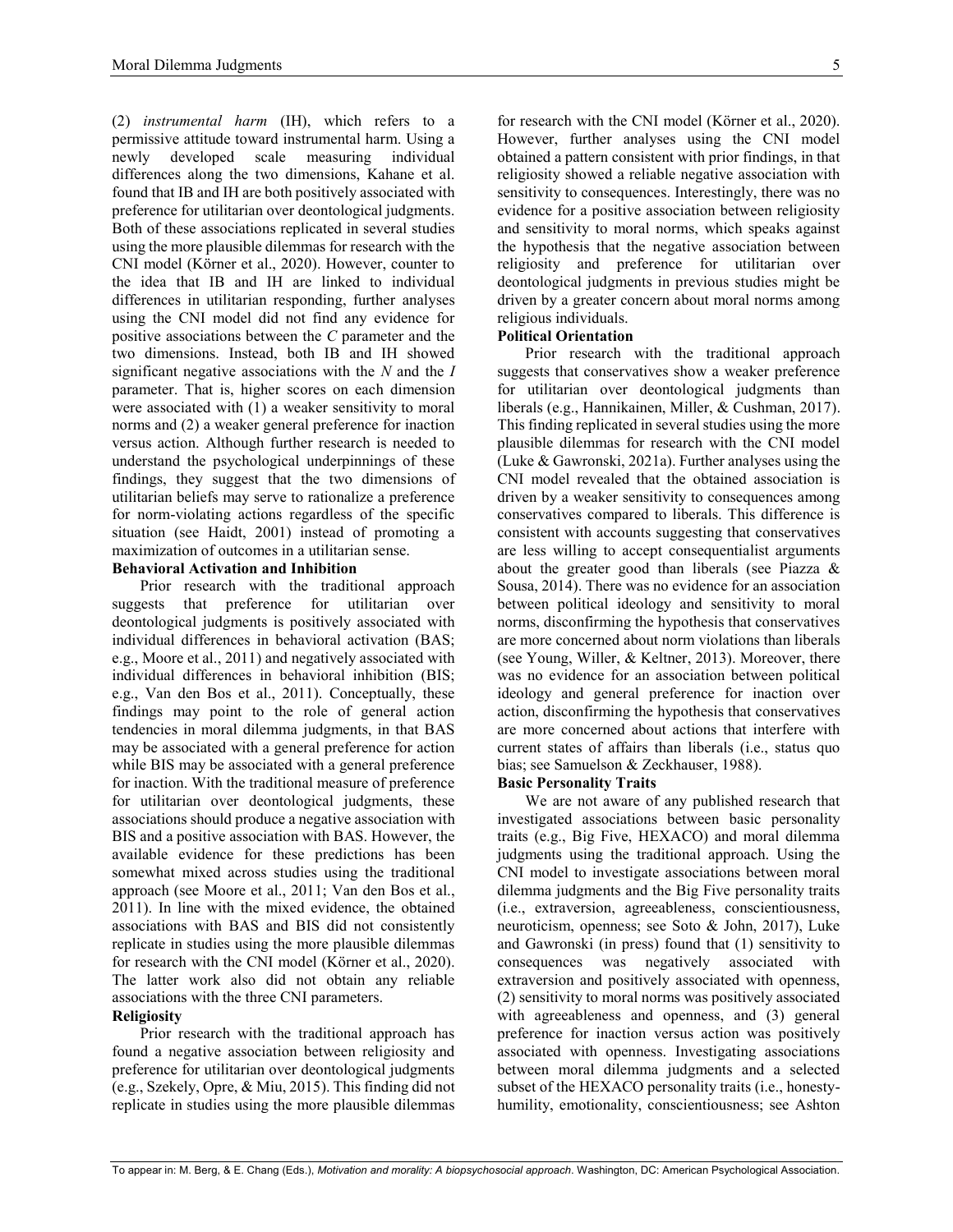(2) *instrumental harm* (IH), which refers to a permissive attitude toward instrumental harm. Using a newly developed scale measuring individual differences along the two dimensions, Kahane et al. found that IB and IH are both positively associated with preference for utilitarian over deontological judgments. Both of these associations replicated in several studies using the more plausible dilemmas for research with the CNI model (Körner et al., 2020). However, counter to the idea that IB and IH are linked to individual differences in utilitarian responding, further analyses using the CNI model did not find any evidence for positive associations between the *C* parameter and the two dimensions. Instead, both IB and IH showed significant negative associations with the *N* and the *I* parameter. That is, higher scores on each dimension were associated with (1) a weaker sensitivity to moral norms and (2) a weaker general preference for inaction versus action. Although further research is needed to understand the psychological underpinnings of these findings, they suggest that the two dimensions of utilitarian beliefs may serve to rationalize a preference for norm-violating actions regardless of the specific situation (see Haidt, 2001) instead of promoting a maximization of outcomes in a utilitarian sense.

**Behavioral Activation and Inhibition**

Prior research with the traditional approach suggests that preference for utilitarian over deontological judgments is positively associated with individual differences in behavioral activation (BAS; e.g., Moore et al., 2011) and negatively associated with individual differences in behavioral inhibition (BIS; e.g., Van den Bos et al., 2011). Conceptually, these findings may point to the role of general action tendencies in moral dilemma judgments, in that BAS may be associated with a general preference for action while BIS may be associated with a general preference for inaction. With the traditional measure of preference for utilitarian over deontological judgments, these associations should produce a negative association with BIS and a positive association with BAS. However, the available evidence for these predictions has been somewhat mixed across studies using the traditional approach (see Moore et al., 2011; Van den Bos et al., 2011). In line with the mixed evidence, the obtained associations with BAS and BIS did not consistently replicate in studies using the more plausible dilemmas for research with the CNI model (Körner et al., 2020). The latter work also did not obtain any reliable associations with the three CNI parameters.

**Religiosity**

Prior research with the traditional approach has found a negative association between religiosity and preference for utilitarian over deontological judgments (e.g., Szekely, Opre, & Miu, 2015). This finding did not replicate in studies using the more plausible dilemmas for research with the CNI model (Körner et al., 2020). However, further analyses using the CNI model obtained a pattern consistent with prior findings, in that religiosity showed a reliable negative association with sensitivity to consequences. Interestingly, there was no evidence for a positive association between religiosity and sensitivity to moral norms, which speaks against the hypothesis that the negative association between religiosity and preference for utilitarian over deontological judgments in previous studies might be driven by a greater concern about moral norms among religious individuals.

**Political Orientation**

Prior research with the traditional approach suggests that conservatives show a weaker preference for utilitarian over deontological judgments than liberals (e.g., Hannikainen, Miller, & Cushman, 2017). This finding replicated in several studies using the more plausible dilemmas for research with the CNI model (Luke & Gawronski, 2021a). Further analyses using the CNI model revealed that the obtained association is driven by a weaker sensitivity to consequences among conservatives compared to liberals. This difference is consistent with accounts suggesting that conservatives are less willing to accept consequentialist arguments about the greater good than liberals (see Piazza & Sousa, 2014). There was no evidence for an association between political ideology and sensitivity to moral norms, disconfirming the hypothesis that conservatives are more concerned about norm violations than liberals (see Young, Willer, & Keltner, 2013). Moreover, there was no evidence for an association between political ideology and general preference for inaction over action, disconfirming the hypothesis that conservatives are more concerned about actions that interfere with current states of affairs than liberals (i.e., status quo bias; see Samuelson & Zeckhauser, 1988).

**Basic Personality Traits**

We are not aware of any published research that investigated associations between basic personality traits (e.g., Big Five, HEXACO) and moral dilemma judgments using the traditional approach. Using the CNI model to investigate associations between moral dilemma judgments and the Big Five personality traits (i.e., extraversion, agreeableness, conscientiousness, neuroticism, openness; see Soto & John, 2017), Luke and Gawronski (in press) found that (1) sensitivity to consequences was negatively associated with extraversion and positively associated with openness, (2) sensitivity to moral norms was positively associated with agreeableness and openness, and (3) general preference for inaction versus action was positively associated with openness. Investigating associations between moral dilemma judgments and a selected subset of the HEXACO personality traits (i.e., honesty-humility, emotionality, conscientiousness; see Ashton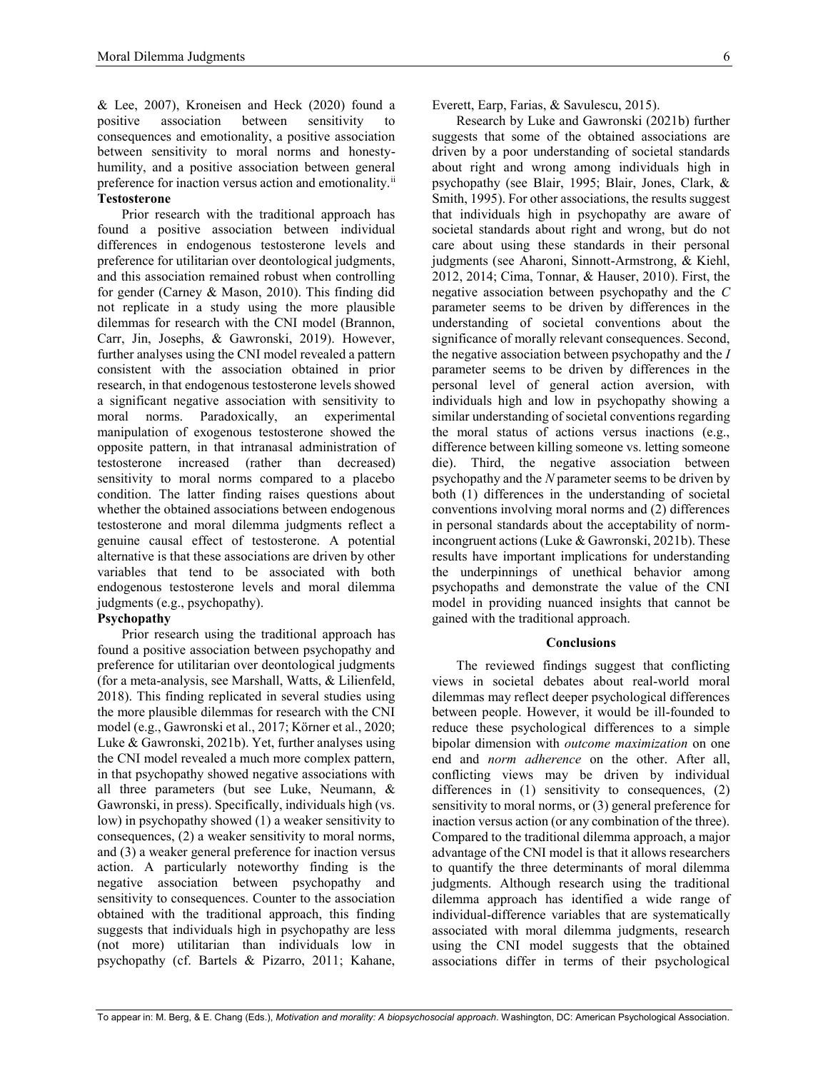& Lee, 2007), Kroneisen and Heck (2020) found a positive association between sensitivity to consequences and emotionality, a positive association between sensitivity to moral norms and honesty-humility, and a positive association between general preference for inaction versus action and emotionality.[ii]

**Testosterone**

Prior research with the traditional approach has found a positive association between individual differences in endogenous testosterone levels and preference for utilitarian over deontological judgments, and this association remained robust when controlling for gender (Carney & Mason, 2010). This finding did not replicate in a study using the more plausible dilemmas for research with the CNI model (Brannon, Carr, Jin, Josephs, & Gawronski, 2019). However, further analyses using the CNI model revealed a pattern consistent with the association obtained in prior research, in that endogenous testosterone levels showed a significant negative association with sensitivity to moral norms. Paradoxically, an experimental manipulation of exogenous testosterone showed the opposite pattern, in that intranasal administration of testosterone increased (rather than decreased) sensitivity to moral norms compared to a placebo condition. The latter finding raises questions about whether the obtained associations between endogenous testosterone and moral dilemma judgments reflect a genuine causal effect of testosterone. A potential alternative is that these associations are driven by other variables that tend to be associated with both endogenous testosterone levels and moral dilemma judgments (e.g., psychopathy).

**Psychopathy**

Prior research using the traditional approach has found a positive association between psychopathy and preference for utilitarian over deontological judgments (for a meta-analysis, see Marshall, Watts, & Lilienfeld, 2018). This finding replicated in several studies using the more plausible dilemmas for research with the CNI model (e.g., Gawronski et al., 2017; Körner et al., 2020; Luke & Gawronski, 2021b). Yet, further analyses using the CNI model revealed a much more complex pattern, in that psychopathy showed negative associations with all three parameters (but see Luke, Neumann, & Gawronski, in press). Specifically, individuals high (vs. low) in psychopathy showed (1) a weaker sensitivity to consequences, (2) a weaker sensitivity to moral norms, and (3) a weaker general preference for inaction versus action. A particularly noteworthy finding is the negative association between psychopathy and sensitivity to consequences. Counter to the association obtained with the traditional approach, this finding suggests that individuals high in psychopathy are less (not more) utilitarian than individuals low in psychopathy (cf. Bartels & Pizarro, 2011; Kahane, Everett, Earp, Farias, & Savulescu, 2015).

Research by Luke and Gawronski (2021b) further suggests that some of the obtained associations are driven by a poor understanding of societal standards about right and wrong among individuals high in psychopathy (see Blair, 1995; Blair, Jones, Clark, & Smith, 1995). For other associations, the results suggest that individuals high in psychopathy are aware of societal standards about right and wrong, but do not care about using these standards in their personal judgments (see Aharoni, Sinnott-Armstrong, & Kiehl, 2012, 2014; Cima, Tonnar, & Hauser, 2010). First, the negative association between psychopathy and the *C* parameter seems to be driven by differences in the understanding of societal conventions about the significance of morally relevant consequences. Second, the negative association between psychopathy and the *I* parameter seems to be driven by differences in the personal level of general action aversion, with individuals high and low in psychopathy showing a similar understanding of societal conventions regarding the moral status of actions versus inactions (e.g., difference between killing someone vs. letting someone die). Third, the negative association between psychopathy and the *N* parameter seems to be driven by both (1) differences in the understanding of societal conventions involving moral norms and (2) differences in personal standards about the acceptability of norm-incongruent actions (Luke & Gawronski, 2021b). These results have important implications for understanding the underpinnings of unethical behavior among psychopaths and demonstrate the value of the CNI model in providing nuanced insights that cannot be gained with the traditional approach.

## Conclusions

The reviewed findings suggest that conflicting views in societal debates about real-world moral dilemmas may reflect deeper psychological differences between people. However, it would be ill-founded to reduce these psychological differences to a simple bipolar dimension with *outcome maximization* on one end and *norm adherence* on the other. After all, conflicting views may be driven by individual differences in (1) sensitivity to consequences, (2) sensitivity to moral norms, or (3) general preference for inaction versus action (or any combination of the three). Compared to the traditional dilemma approach, a major advantage of the CNI model is that it allows researchers to quantify the three determinants of moral dilemma judgments. Although research using the traditional dilemma approach has identified a wide range of individual-difference variables that are systematically associated with moral dilemma judgments, research using the CNI model suggests that the obtained associations differ in terms of their psychological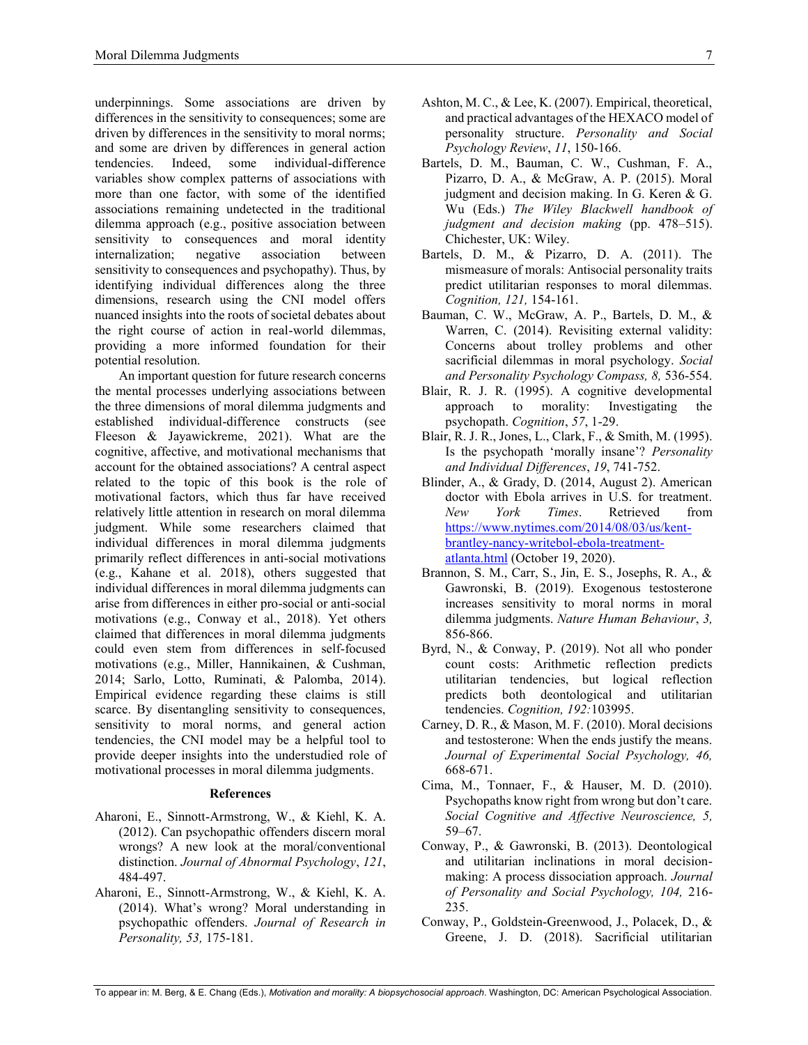underpinnings. Some associations are driven by differences in the sensitivity to consequences; some are driven by differences in the sensitivity to moral norms; and some are driven by differences in general action tendencies. Indeed, some individual-difference variables show complex patterns of associations with more than one factor, with some of the identified associations remaining undetected in the traditional dilemma approach (e.g., positive association between sensitivity to consequences and moral identity internalization; negative association between sensitivity to consequences and psychopathy). Thus, by identifying individual differences along the three dimensions, research using the CNI model offers nuanced insights into the roots of societal debates about the right course of action in real-world dilemmas, providing a more informed foundation for their potential resolution.

An important question for future research concerns the mental processes underlying associations between the three dimensions of moral dilemma judgments and established individual-difference constructs (see Fleeson & Jayawickreme, 2021). What are the cognitive, affective, and motivational mechanisms that account for the obtained associations? A central aspect related to the topic of this book is the role of motivational factors, which thus far have received relatively little attention in research on moral dilemma judgment. While some researchers claimed that individual differences in moral dilemma judgments primarily reflect differences in anti-social motivations (e.g., Kahane et al. 2018), others suggested that individual differences in moral dilemma judgments can arise from differences in either pro-social or anti-social motivations (e.g., Conway et al., 2018). Yet others claimed that differences in moral dilemma judgments could even stem from differences in self-focused motivations (e.g., Miller, Hannikainen, & Cushman, 2014; Sarlo, Lotto, Ruminati, & Palomba, 2014). Empirical evidence regarding these claims is still scarce. By disentangling sensitivity to consequences, sensitivity to moral norms, and general action tendencies, the CNI model may be a helpful tool to provide deeper insights into the understudied role of motivational processes in moral dilemma judgments.

## References

Aharoni, E., Sinnott-Armstrong, W., & Kiehl, K. A. (2012). Can psychopathic offenders discern moral wrongs? A new look at the moral/conventional distinction. *Journal of Abnormal Psychology*, *121*, 484-497.

Aharoni, E., Sinnott-Armstrong, W., & Kiehl, K. A. (2014). What's wrong? Moral understanding in psychopathic offenders. *Journal of Research in Personality, 53,* 175-181.

Ashton, M. C., & Lee, K. (2007). Empirical, theoretical, and practical advantages of the HEXACO model of personality structure. *Personality and Social Psychology Review*, *11*, 150-166.

Bartels, D. M., Bauman, C. W., Cushman, F. A., Pizarro, D. A., & McGraw, A. P. (2015). Moral judgment and decision making. In G. Keren & G. Wu (Eds.) *The Wiley Blackwell handbook of judgment and decision making* (pp. 478–515). Chichester, UK: Wiley.

Bartels, D. M., & Pizarro, D. A. (2011). The mismeasure of morals: Antisocial personality traits predict utilitarian responses to moral dilemmas. *Cognition, 121,* 154-161.

Bauman, C. W., McGraw, A. P., Bartels, D. M., & Warren, C. (2014). Revisiting external validity: Concerns about trolley problems and other sacrificial dilemmas in moral psychology. *Social and Personality Psychology Compass, 8,* 536-554.

Blair, R. J. R. (1995). A cognitive developmental approach to morality: Investigating the psychopath. *Cognition*, *57*, 1-29.

Blair, R. J. R., Jones, L., Clark, F., & Smith, M. (1995). Is the psychopath 'morally insane'? *Personality and Individual Differences*, *19*, 741-752.

Blinder, A., & Grady, D. (2014, August 2). American doctor with Ebola arrives in U.S. for treatment. *New York Times*. Retrieved from https://www.nytimes.com/2014/08/03/us/kent-brantley-nancy-writebol-ebola-treatment-atlanta.html (October 19, 2020).

Brannon, S. M., Carr, S., Jin, E. S., Josephs, R. A., & Gawronski, B. (2019). Exogenous testosterone increases sensitivity to moral norms in moral dilemma judgments. *Nature Human Behaviour*, *3,* 856-866.

Byrd, N., & Conway, P. (2019). Not all who ponder count costs: Arithmetic reflection predicts utilitarian tendencies, but logical reflection predicts both deontological and utilitarian tendencies. *Cognition, 192:*103995.

Carney, D. R., & Mason, M. F. (2010). Moral decisions and testosterone: When the ends justify the means. *Journal of Experimental Social Psychology, 46,* 668-671.

Cima, M., Tonnaer, F., & Hauser, M. D. (2010). Psychopaths know right from wrong but don't care. *Social Cognitive and Affective Neuroscience, 5,* 59–67.

Conway, P., & Gawronski, B. (2013). Deontological and utilitarian inclinations in moral decision-making: A process dissociation approach. *Journal of Personality and Social Psychology, 104,* 216-235.

Conway, P., Goldstein-Greenwood, J., Polacek, D., & Greene, J. D. (2018). Sacrificial utilitarian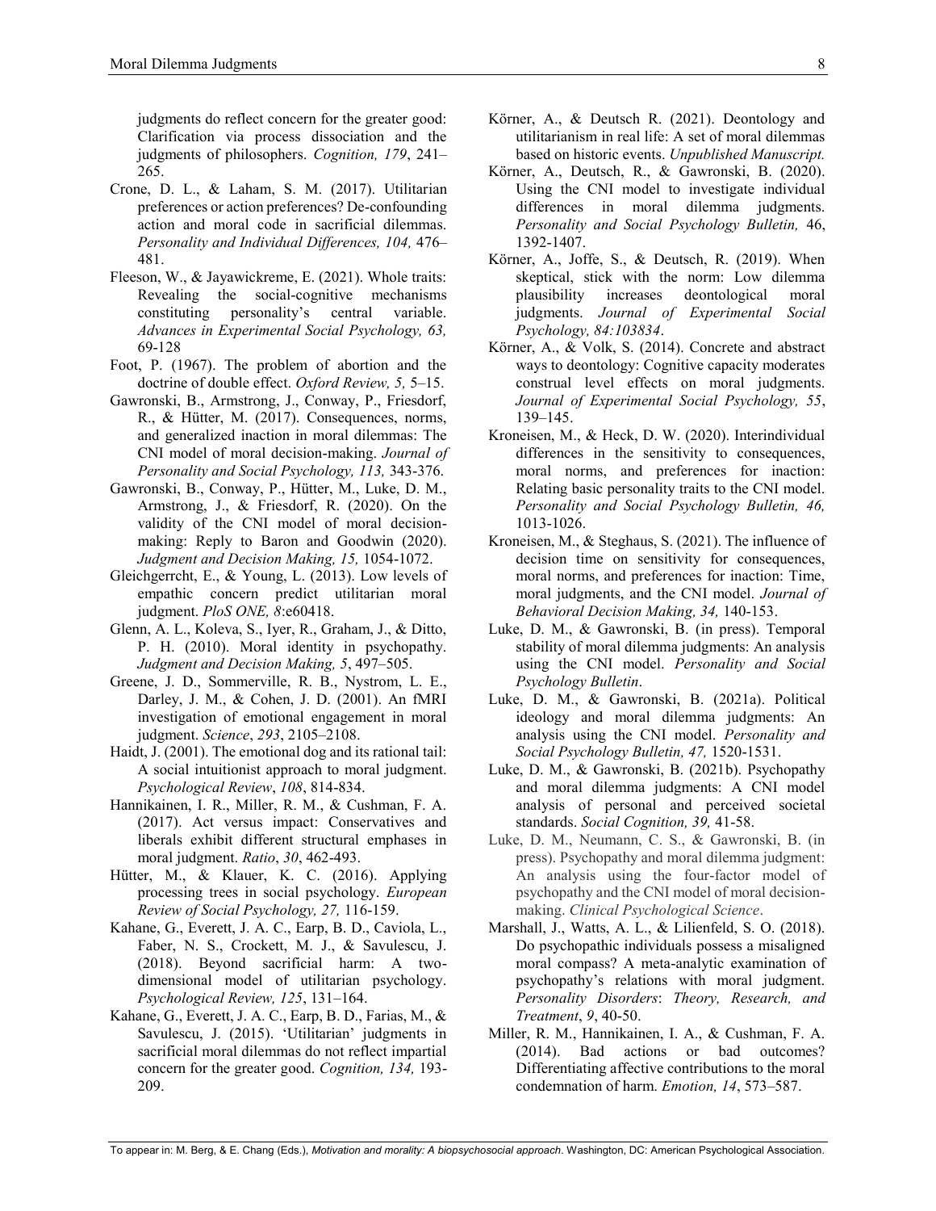judgments do reflect concern for the greater good: Clarification via process dissociation and the judgments of philosophers. *Cognition, 179*, 241–265.

Crone, D. L., & Laham, S. M. (2017). Utilitarian preferences or action preferences? De-confounding action and moral code in sacrificial dilemmas. *Personality and Individual Differences, 104,* 476–481.

Fleeson, W., & Jayawickreme, E. (2021). Whole traits: Revealing the social-cognitive mechanisms constituting personality's central variable. *Advances in Experimental Social Psychology, 63,* 69-128

Foot, P. (1967). The problem of abortion and the doctrine of double effect. *Oxford Review, 5,* 5–15.

Gawronski, B., Armstrong, J., Conway, P., Friesdorf, R., & Hütter, M. (2017). Consequences, norms, and generalized inaction in moral dilemmas: The CNI model of moral decision-making. *Journal of Personality and Social Psychology, 113,* 343-376.

Gawronski, B., Conway, P., Hütter, M., Luke, D. M., Armstrong, J., & Friesdorf, R. (2020). On the validity of the CNI model of moral decision-making: Reply to Baron and Goodwin (2020). *Judgment and Decision Making, 15,* 1054-1072.

Gleichgerrcht, E., & Young, L. (2013). Low levels of empathic concern predict utilitarian moral judgment. *PloS ONE, 8*:e60418.

Glenn, A. L., Koleva, S., Iyer, R., Graham, J., & Ditto, P. H. (2010). Moral identity in psychopathy. *Judgment and Decision Making, 5*, 497–505.

Greene, J. D., Sommerville, R. B., Nystrom, L. E., Darley, J. M., & Cohen, J. D. (2001). An fMRI investigation of emotional engagement in moral judgment. *Science*, *293*, 2105–2108.

Haidt, J. (2001). The emotional dog and its rational tail: A social intuitionist approach to moral judgment. *Psychological Review*, *108*, 814-834.

Hannikainen, I. R., Miller, R. M., & Cushman, F. A. (2017). Act versus impact: Conservatives and liberals exhibit different structural emphases in moral judgment. *Ratio*, *30*, 462-493.

Hütter, M., & Klauer, K. C. (2016). Applying processing trees in social psychology. *European Review of Social Psychology, 27,* 116-159.

Kahane, G., Everett, J. A. C., Earp, B. D., Caviola, L., Faber, N. S., Crockett, M. J., & Savulescu, J. (2018). Beyond sacrificial harm: A two-dimensional model of utilitarian psychology. *Psychological Review, 125*, 131–164.

Kahane, G., Everett, J. A. C., Earp, B. D., Farias, M., & Savulescu, J. (2015). 'Utilitarian' judgments in sacrificial moral dilemmas do not reflect impartial concern for the greater good. *Cognition, 134,* 193-209.

Körner, A., & Deutsch R. (2021). Deontology and utilitarianism in real life: A set of moral dilemmas based on historic events. *Unpublished Manuscript.*

Körner, A., Deutsch, R., & Gawronski, B. (2020). Using the CNI model to investigate individual differences in moral dilemma judgments. *Personality and Social Psychology Bulletin,* 46, 1392-1407.

Körner, A., Joffe, S., & Deutsch, R. (2019). When skeptical, stick with the norm: Low dilemma plausibility increases deontological moral judgments. *Journal of Experimental Social Psychology, 84:103834*.

Körner, A., & Volk, S. (2014). Concrete and abstract ways to deontology: Cognitive capacity moderates construal level effects on moral judgments. *Journal of Experimental Social Psychology, 55*, 139–145.

Kroneisen, M., & Heck, D. W. (2020). Interindividual differences in the sensitivity to consequences, moral norms, and preferences for inaction: Relating basic personality traits to the CNI model. *Personality and Social Psychology Bulletin, 46,* 1013-1026.

Kroneisen, M., & Steghaus, S. (2021). The influence of decision time on sensitivity for consequences, moral norms, and preferences for inaction: Time, moral judgments, and the CNI model. *Journal of Behavioral Decision Making, 34,* 140-153.

Luke, D. M., & Gawronski, B. (in press). Temporal stability of moral dilemma judgments: An analysis using the CNI model. *Personality and Social Psychology Bulletin*.

Luke, D. M., & Gawronski, B. (2021a). Political ideology and moral dilemma judgments: An analysis using the CNI model. *Personality and Social Psychology Bulletin, 47,* 1520-1531.

Luke, D. M., & Gawronski, B. (2021b). Psychopathy and moral dilemma judgments: A CNI model analysis of personal and perceived societal standards. *Social Cognition, 39,* 41-58.

Luke, D. M., Neumann, C. S., & Gawronski, B. (in press). Psychopathy and moral dilemma judgment: An analysis using the four-factor model of psychopathy and the CNI model of moral decision-making. *Clinical Psychological Science*.

Marshall, J., Watts, A. L., & Lilienfeld, S. O. (2018). Do psychopathic individuals possess a misaligned moral compass? A meta-analytic examination of psychopathy's relations with moral judgment. *Personality Disorders*: *Theory, Research, and Treatment*, *9*, 40-50.

Miller, R. M., Hannikainen, I. A., & Cushman, F. A. (2014). Bad actions or bad outcomes? Differentiating affective contributions to the moral condemnation of harm. *Emotion, 14*, 573–587.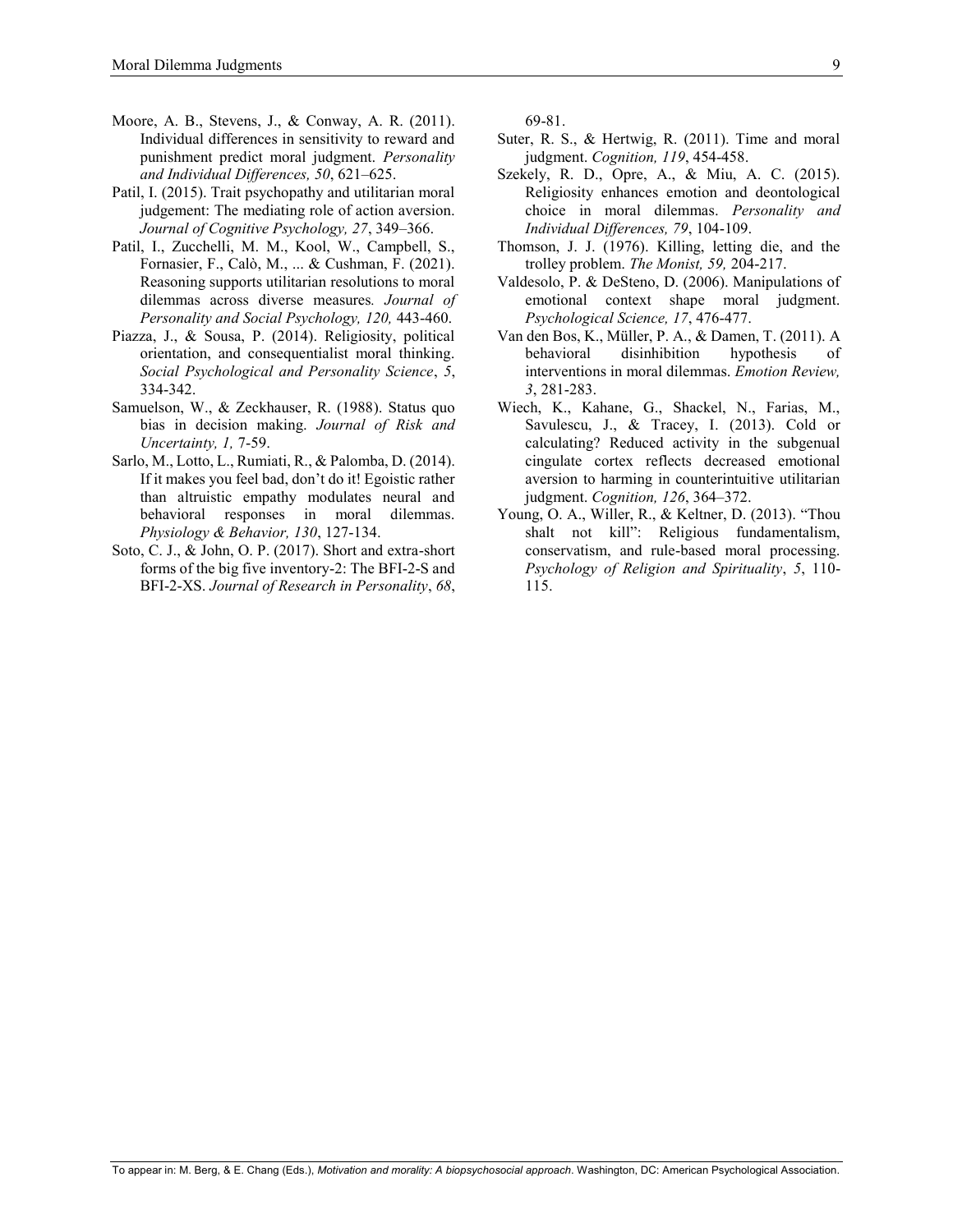Moore, A. B., Stevens, J., & Conway, A. R. (2011). Individual differences in sensitivity to reward and punishment predict moral judgment. *Personality and Individual Differences, 50*, 621–625.

Patil, I. (2015). Trait psychopathy and utilitarian moral judgement: The mediating role of action aversion. *Journal of Cognitive Psychology, 27*, 349–366.

Patil, I., Zucchelli, M. M., Kool, W., Campbell, S., Fornasier, F., Calò, M., ... & Cushman, F. (2021). Reasoning supports utilitarian resolutions to moral dilemmas across diverse measures. *Journal of Personality and Social Psychology, 120,* 443-460.

Piazza, J., & Sousa, P. (2014). Religiosity, political orientation, and consequentialist moral thinking. *Social Psychological and Personality Science*, *5*, 334-342.

Samuelson, W., & Zeckhauser, R. (1988). Status quo bias in decision making. *Journal of Risk and Uncertainty, 1,* 7-59.

Sarlo, M., Lotto, L., Rumiati, R., & Palomba, D. (2014). If it makes you feel bad, don't do it! Egoistic rather than altruistic empathy modulates neural and behavioral responses in moral dilemmas. *Physiology & Behavior, 130*, 127-134.

Soto, C. J., & John, O. P. (2017). Short and extra-short forms of the big five inventory-2: The BFI-2-S and BFI-2-XS. *Journal of Research in Personality*, *68*, 69-81.

Suter, R. S., & Hertwig, R. (2011). Time and moral judgment. *Cognition, 119*, 454-458.

Szekely, R. D., Opre, A., & Miu, A. C. (2015). Religiosity enhances emotion and deontological choice in moral dilemmas. *Personality and Individual Differences, 79*, 104-109.

Thomson, J. J. (1976). Killing, letting die, and the trolley problem. *The Monist, 59,* 204-217.

Valdesolo, P. & DeSteno, D. (2006). Manipulations of emotional context shape moral judgment. *Psychological Science, 17*, 476-477.

Van den Bos, K., Müller, P. A., & Damen, T. (2011). A behavioral disinhibition hypothesis of interventions in moral dilemmas. *Emotion Review, 3*, 281-283.

Wiech, K., Kahane, G., Shackel, N., Farias, M., Savulescu, J., & Tracey, I. (2013). Cold or calculating? Reduced activity in the subgenual cingulate cortex reflects decreased emotional aversion to harming in counterintuitive utilitarian judgment. *Cognition, 126*, 364–372.

Young, O. A., Willer, R., & Keltner, D. (2013). "Thou shalt not kill": Religious fundamentalism, conservatism, and rule-based moral processing. *Psychology of Religion and Spirituality*, *5*, 110-115.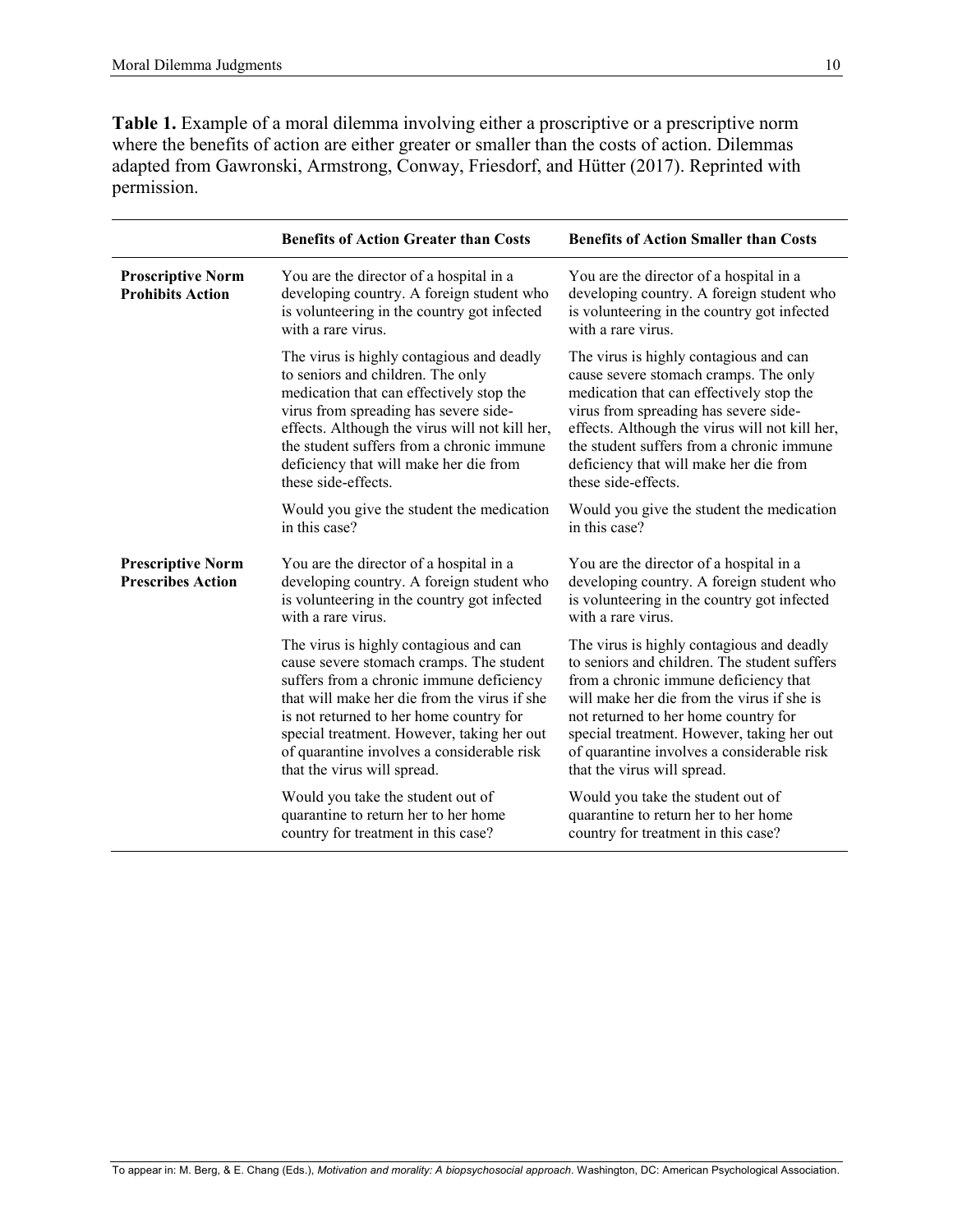**Table 1.** Example of a moral dilemma involving either a proscriptive or a prescriptive norm where the benefits of action are either greater or smaller than the costs of action. Dilemmas adapted from Gawronski, Armstrong, Conway, Friesdorf, and Hütter (2017). Reprinted with permission.

| | **Benefits of Action Greater than Costs** | **Benefits of Action Smaller than Costs** |
|---|---|---|
| **Proscriptive Norm Prohibits Action** | You are the director of a hospital in a developing country. A foreign student who is volunteering in the country got infected with a rare virus.<br><br>The virus is highly contagious and deadly to seniors and children. The only medication that can effectively stop the virus from spreading has severe side-effects. Although the virus will not kill her, the student suffers from a chronic immune deficiency that will make her die from these side-effects.<br><br>Would you give the student the medication in this case? | You are the director of a hospital in a developing country. A foreign student who is volunteering in the country got infected with a rare virus.<br><br>The virus is highly contagious and can cause severe stomach cramps. The only medication that can effectively stop the virus from spreading has severe side-effects. Although the virus will not kill her, the student suffers from a chronic immune deficiency that will make her die from these side-effects.<br><br>Would you give the student the medication in this case? |
| **Prescriptive Norm Prescribes Action** | You are the director of a hospital in a developing country. A foreign student who is volunteering in the country got infected with a rare virus.<br><br>The virus is highly contagious and can cause severe stomach cramps. The student suffers from a chronic immune deficiency that will make her die from the virus if she is not returned to her home country for special treatment. However, taking her out of quarantine involves a considerable risk that the virus will spread.<br><br>Would you take the student out of quarantine to return her to her home country for treatment in this case? | You are the director of a hospital in a developing country. A foreign student who is volunteering in the country got infected with a rare virus.<br><br>The virus is highly contagious and deadly to seniors and children. The student suffers from a chronic immune deficiency that will make her die from the virus if she is not returned to her home country for special treatment. However, taking her out of quarantine involves a considerable risk that the virus will spread.<br><br>Would you take the student out of quarantine to return her to her home country for treatment in this case? |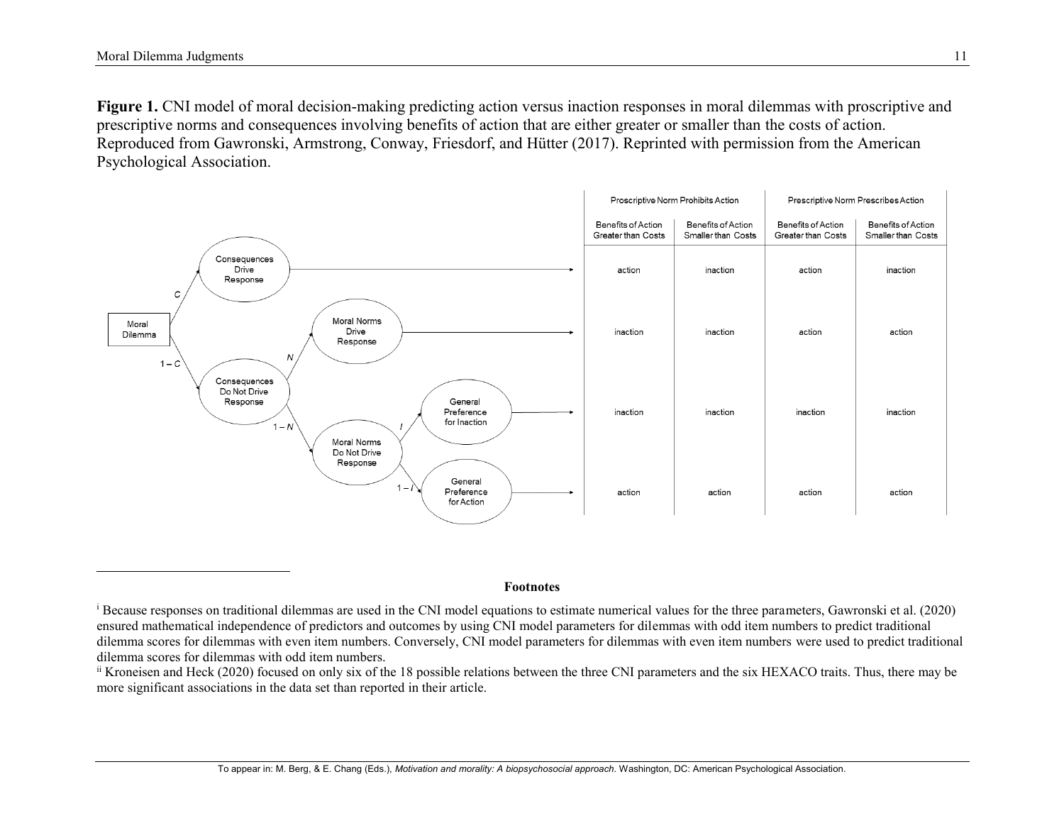**Figure 1.** CNI model of moral decision-making predicting action versus inaction responses in moral dilemmas with proscriptive and prescriptive norms and consequences involving benefits of action that are either greater or smaller than the costs of action. Reproduced from Gawronski, Armstrong, Conway, Friesdorf, and Hütter (2017). Reprinted with permission from the American Psychological Association.

Moral Dilemma

$C$

Consequences Drive Response

$1 - C$

Consequences Do Not Drive Response

$N$

Moral Norms Drive Response

$1 - N$

Moral Norms Do Not Drive Response

$I$

General Preference for Inaction

$1 - I$

General Preference for Action

Proscriptive Norm Prohibits Action

Prescriptive Norm Prescribes Action

Benefits of Action Greater than Costs

Benefits of Action Smaller than Costs

Benefits of Action Greater than Costs

Benefits of Action Smaller than Costs

action, inaction, action, inaction

inaction, inaction, action, action

inaction, inaction, inaction, inaction

action, action, action, action

---

**Footnotes**

[i] Because responses on traditional dilemmas are used in the CNI model equations to estimate numerical values for the three parameters, Gawronski et al. (2020) ensured mathematical independence of predictors and outcomes by using CNI model parameters for dilemmas with odd item numbers to predict traditional dilemma scores for dilemmas with even item numbers. Conversely, CNI model parameters for dilemmas with even item numbers were used to predict traditional dilemma scores for dilemmas with odd item numbers.

[ii] Kroneisen and Heck (2020) focused on only six of the 18 possible relations between the three CNI parameters and the six HEXACO traits. Thus, there may be more significant associations in the data set than reported in their article.